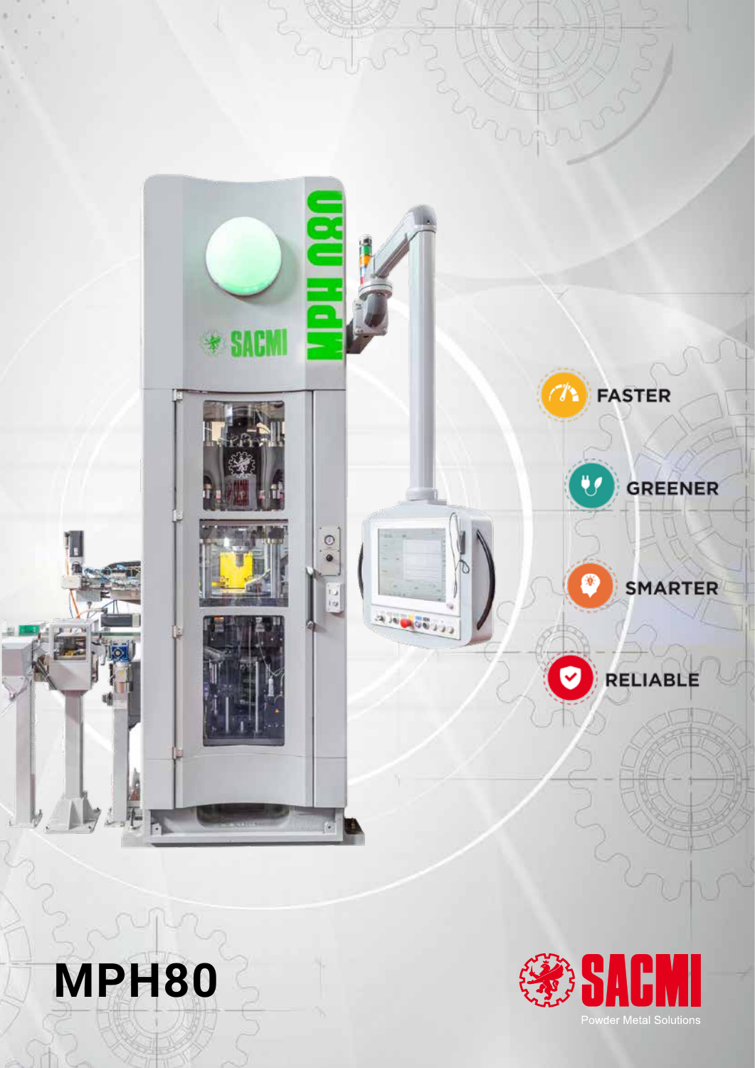FASTER

GREENER

SMARTER

RELIABLE

# MPH80

SACMI

Powder Metal Solutions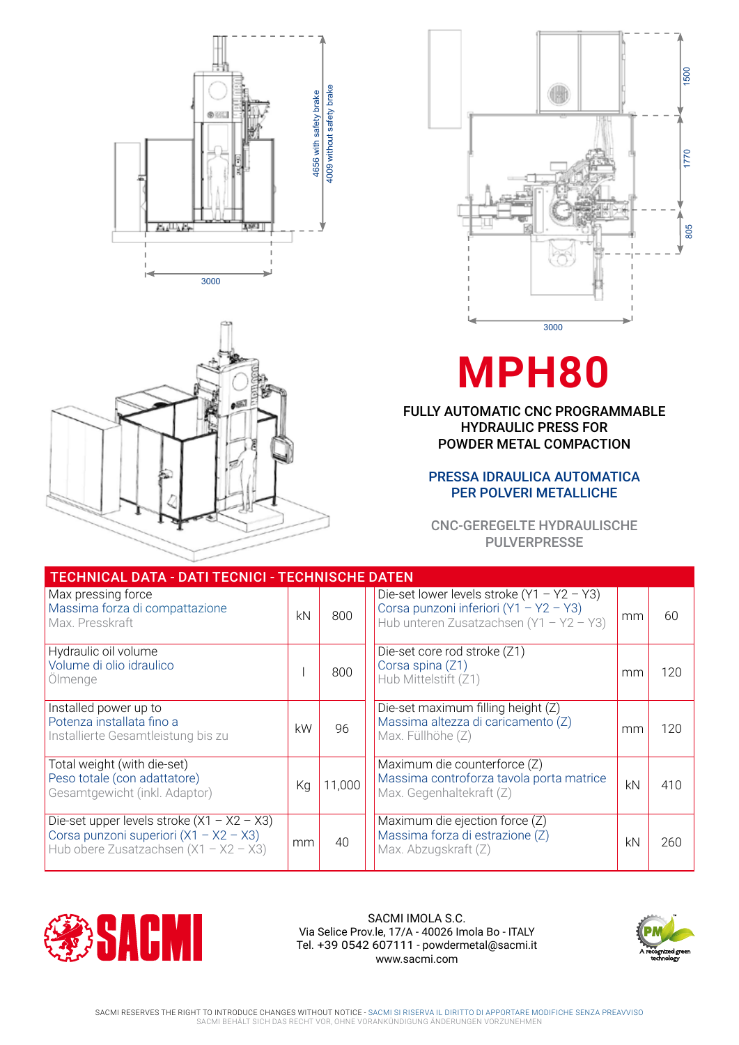4656 with safety brake
4009 without safety brake
3000

1500
1770
805
3000

# MPH80

**FULLY AUTOMATIC CNC PROGRAMMABLE HYDRAULIC PRESS FOR POWDER METAL COMPACTION**

**PRESSA IDRAULICA AUTOMATICA PER POLVERI METALLICHE**

**CNC-GEREGELTE HYDRAULISCHE PULVERPRESSE**

## TECHNICAL DATA - DATI TECNICI - TECHNISCHE DATEN

| | | | | | |
|---|---|---|---|---|---|
| Max pressing force<br>Massima forza di compattazione<br>Max. Presskraft | kN | 800 | Die-set lower levels stroke (Y1 – Y2 – Y3)<br>Corsa punzoni inferiori (Y1 – Y2 – Y3)<br>Hub unteren Zusatzachsen (Y1 – Y2 – Y3) | mm | 60 |
| Hydraulic oil volume<br>Volume di olio idraulico<br>Ölmenge | l | 800 | Die-set core rod stroke (Z1)<br>Corsa spina (Z1)<br>Hub Mittelstift (Z1) | mm | 120 |
| Installed power up to<br>Potenza installata fino a<br>Installierte Gesamtleistung bis zu | kW | 96 | Die-set maximum filling height (Z)<br>Massima altezza di caricamento (Z)<br>Max. Füllhöhe (Z) | mm | 120 |
| Total weight (with die-set)<br>Peso totale (con adattatore)<br>Gesamtgewicht (inkl. Adaptor) | Kg | 11,000 | Maximum die counterforce (Z)<br>Massima controforza tavola porta matrice<br>Max. Gegenhaltekraft (Z) | kN | 410 |
| Die-set upper levels stroke (X1 – X2 – X3)<br>Corsa punzoni superiori (X1 – X2 – X3)<br>Hub obere Zusatzachsen (X1 – X2 – X3) | mm | 40 | Maximum die ejection force (Z)<br>Massima forza di estrazione (Z)<br>Max. Abzugskraft (Z) | kN | 260 |

SACMI

SACMI IMOLA S.C.
Via Selice Prov.le, 17/A - 40026 Imola Bo - ITALY
Tel. +39 0542 607111 - powdermetal@sacmi.it
www.sacmi.com

PM A recognized green technology

SACMI RESERVES THE RIGHT TO INTRODUCE CHANGES WITHOUT NOTICE - SACMI SI RISERVA IL DIRITTO DI APPORTARE MODIFICHE SENZA PREAVVISO
SACMI BEHÄLT SICH DAS RECHT VOR, OHNE VORANKÜNDIGUNG ÄNDERUNGEN VORZUNEHMEN